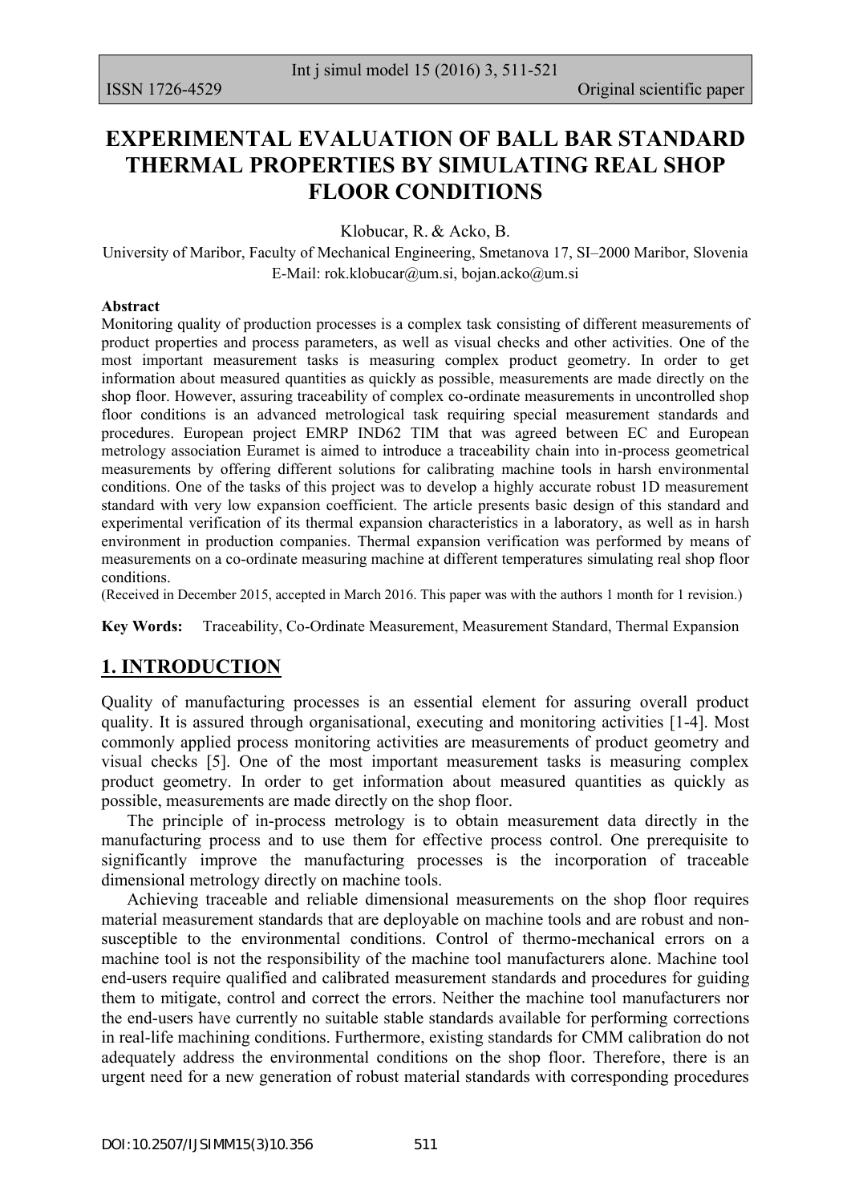# EXPERIMENTAL EVALUATION OF BALL BAR STANDARD THERMAL PROPERTIES BY SIMULATING REAL SHOP FLOOR CONDITIONS

Klobucar, R. & Acko, B.

University of Maribor, Faculty of Mechanical Engineering, Smetanova 17, SI–2000 Maribor, Slovenia
E-Mail: rok.klobucar@um.si, bojan.acko@um.si

**Abstract**

Monitoring quality of production processes is a complex task consisting of different measurements of product properties and process parameters, as well as visual checks and other activities. One of the most important measurement tasks is measuring complex product geometry. In order to get information about measured quantities as quickly as possible, measurements are made directly on the shop floor. However, assuring traceability of complex co-ordinate measurements in uncontrolled shop floor conditions is an advanced metrological task requiring special measurement standards and procedures. European project EMRP IND62 TIM that was agreed between EC and European metrology association Euramet is aimed to introduce a traceability chain into in-process geometrical measurements by offering different solutions for calibrating machine tools in harsh environmental conditions. One of the tasks of this project was to develop a highly accurate robust 1D measurement standard with very low expansion coefficient. The article presents basic design of this standard and experimental verification of its thermal expansion characteristics in a laboratory, as well as in harsh environment in production companies. Thermal expansion verification was performed by means of measurements on a co-ordinate measuring machine at different temperatures simulating real shop floor conditions.

(Received in December 2015, accepted in March 2016. This paper was with the authors 1 month for 1 revision.)

**Key Words:** Traceability, Co-Ordinate Measurement, Measurement Standard, Thermal Expansion

## 1. INTRODUCTION

Quality of manufacturing processes is an essential element for assuring overall product quality. It is assured through organisational, executing and monitoring activities [1-4]. Most commonly applied process monitoring activities are measurements of product geometry and visual checks [5]. One of the most important measurement tasks is measuring complex product geometry. In order to get information about measured quantities as quickly as possible, measurements are made directly on the shop floor.

The principle of in-process metrology is to obtain measurement data directly in the manufacturing process and to use them for effective process control. One prerequisite to significantly improve the manufacturing processes is the incorporation of traceable dimensional metrology directly on machine tools.

Achieving traceable and reliable dimensional measurements on the shop floor requires material measurement standards that are deployable on machine tools and are robust and non-susceptible to the environmental conditions. Control of thermo-mechanical errors on a machine tool is not the responsibility of the machine tool manufacturers alone. Machine tool end-users require qualified and calibrated measurement standards and procedures for guiding them to mitigate, control and correct the errors. Neither the machine tool manufacturers nor the end-users have currently no suitable stable standards available for performing corrections in real-life machining conditions. Furthermore, existing standards for CMM calibration do not adequately address the environmental conditions on the shop floor. Therefore, there is an urgent need for a new generation of robust material standards with corresponding procedures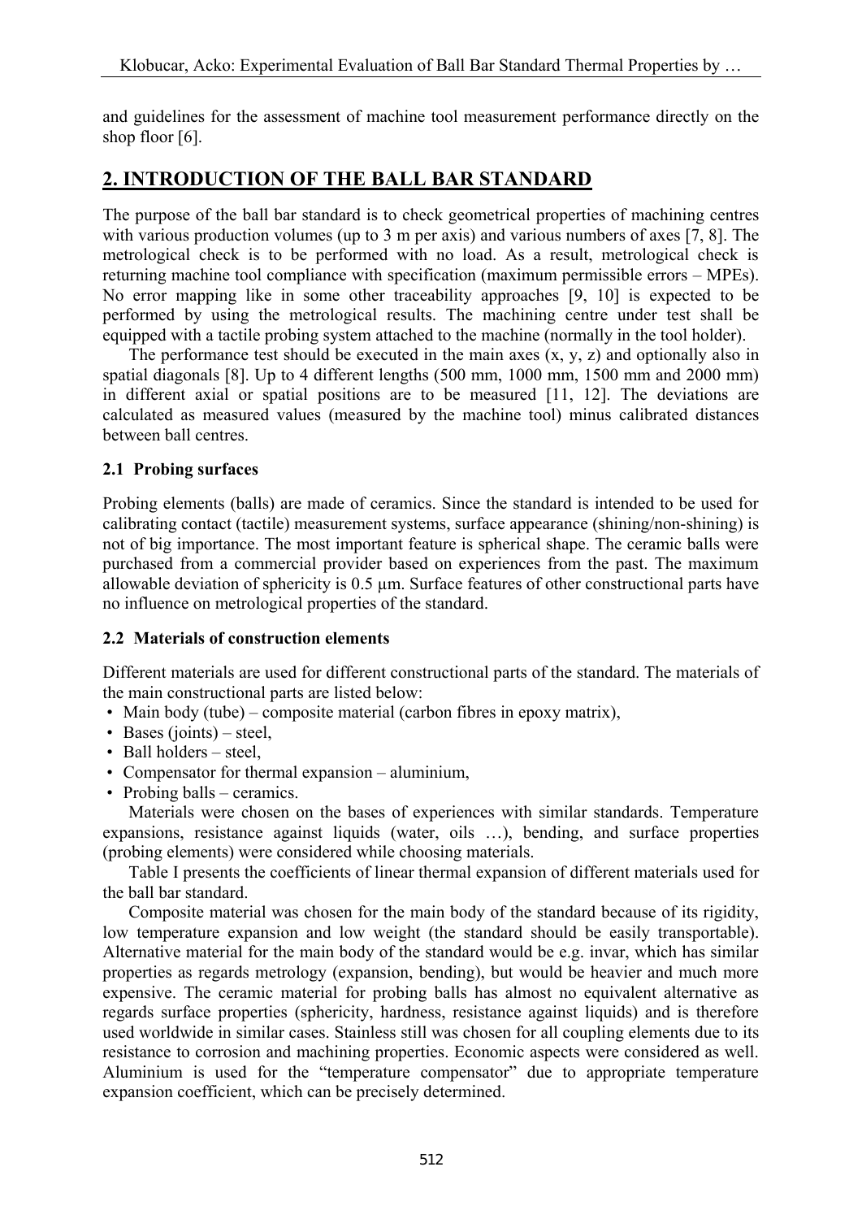and guidelines for the assessment of machine tool measurement performance directly on the shop floor [6].

## 2. INTRODUCTION OF THE BALL BAR STANDARD

The purpose of the ball bar standard is to check geometrical properties of machining centres with various production volumes (up to 3 m per axis) and various numbers of axes [7, 8]. The metrological check is to be performed with no load. As a result, metrological check is returning machine tool compliance with specification (maximum permissible errors – MPEs). No error mapping like in some other traceability approaches [9, 10] is expected to be performed by using the metrological results. The machining centre under test shall be equipped with a tactile probing system attached to the machine (normally in the tool holder).

The performance test should be executed in the main axes (x, y, z) and optionally also in spatial diagonals [8]. Up to 4 different lengths (500 mm, 1000 mm, 1500 mm and 2000 mm) in different axial or spatial positions are to be measured [11, 12]. The deviations are calculated as measured values (measured by the machine tool) minus calibrated distances between ball centres.

### 2.1 Probing surfaces

Probing elements (balls) are made of ceramics. Since the standard is intended to be used for calibrating contact (tactile) measurement systems, surface appearance (shining/non-shining) is not of big importance. The most important feature is spherical shape. The ceramic balls were purchased from a commercial provider based on experiences from the past. The maximum allowable deviation of sphericity is 0.5 µm. Surface features of other constructional parts have no influence on metrological properties of the standard.

### 2.2 Materials of construction elements

Different materials are used for different constructional parts of the standard. The materials of the main constructional parts are listed below:

- Main body (tube) – composite material (carbon fibres in epoxy matrix),
- Bases (joints) – steel,
- Ball holders – steel,
- Compensator for thermal expansion – aluminium,
- Probing balls – ceramics.

Materials were chosen on the bases of experiences with similar standards. Temperature expansions, resistance against liquids (water, oils …), bending, and surface properties (probing elements) were considered while choosing materials.

Table I presents the coefficients of linear thermal expansion of different materials used for the ball bar standard.

Composite material was chosen for the main body of the standard because of its rigidity, low temperature expansion and low weight (the standard should be easily transportable). Alternative material for the main body of the standard would be e.g. invar, which has similar properties as regards metrology (expansion, bending), but would be heavier and much more expensive. The ceramic material for probing balls has almost no equivalent alternative as regards surface properties (sphericity, hardness, resistance against liquids) and is therefore used worldwide in similar cases. Stainless still was chosen for all coupling elements due to its resistance to corrosion and machining properties. Economic aspects were considered as well. Aluminium is used for the "temperature compensator" due to appropriate temperature expansion coefficient, which can be precisely determined.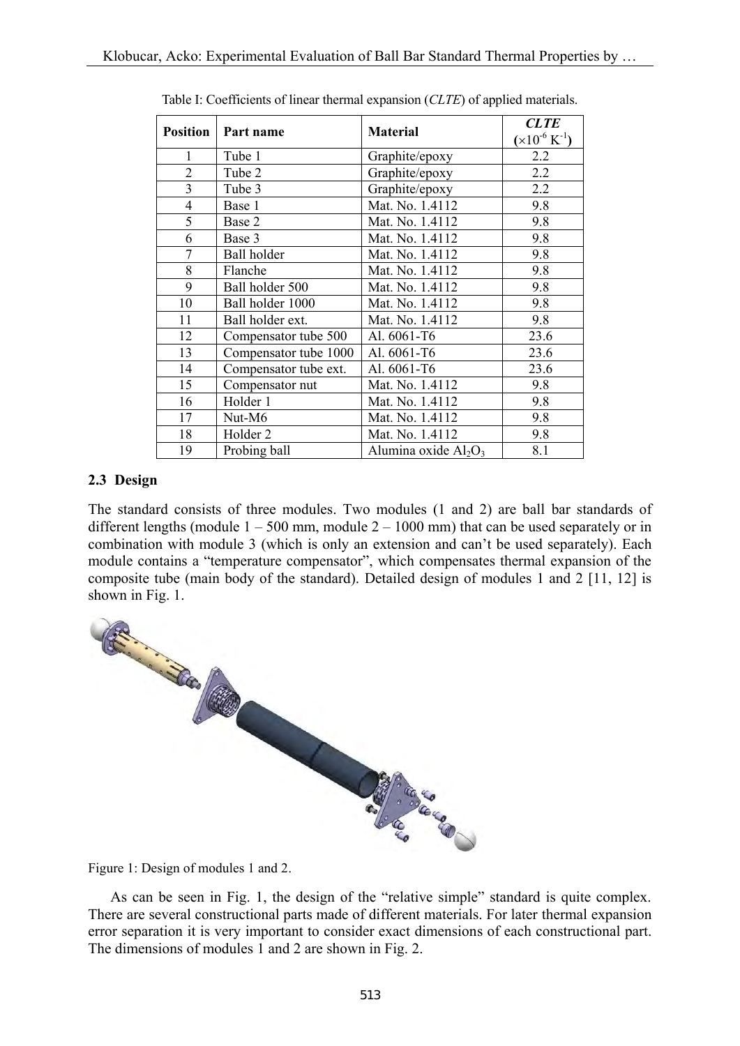Table I: Coefficients of linear thermal expansion (*CLTE*) of applied materials.

| Position | Part name | Material | *CLTE* ($\times 10^{-6}$ $K^{-1}$) |
|---|---|---|---|
| 1 | Tube 1 | Graphite/epoxy | 2.2 |
| 2 | Tube 2 | Graphite/epoxy | 2.2 |
| 3 | Tube 3 | Graphite/epoxy | 2.2 |
| 4 | Base 1 | Mat. No. 1.4112 | 9.8 |
| 5 | Base 2 | Mat. No. 1.4112 | 9.8 |
| 6 | Base 3 | Mat. No. 1.4112 | 9.8 |
| 7 | Ball holder | Mat. No. 1.4112 | 9.8 |
| 8 | Flanche | Mat. No. 1.4112 | 9.8 |
| 9 | Ball holder 500 | Mat. No. 1.4112 | 9.8 |
| 10 | Ball holder 1000 | Mat. No. 1.4112 | 9.8 |
| 11 | Ball holder ext. | Mat. No. 1.4112 | 9.8 |
| 12 | Compensator tube 500 | Al. 6061-T6 | 23.6 |
| 13 | Compensator tube 1000 | Al. 6061-T6 | 23.6 |
| 14 | Compensator tube ext. | Al. 6061-T6 | 23.6 |
| 15 | Compensator nut | Mat. No. 1.4112 | 9.8 |
| 16 | Holder 1 | Mat. No. 1.4112 | 9.8 |
| 17 | Nut-M6 | Mat. No. 1.4112 | 9.8 |
| 18 | Holder 2 | Mat. No. 1.4112 | 9.8 |
| 19 | Probing ball | Alumina oxide $Al_2O_3$ | 8.1 |

### 2.3 Design

The standard consists of three modules. Two modules (1 and 2) are ball bar standards of different lengths (module 1 – 500 mm, module 2 – 1000 mm) that can be used separately or in combination with module 3 (which is only an extension and can't be used separately). Each module contains a "temperature compensator", which compensates thermal expansion of the composite tube (main body of the standard). Detailed design of modules 1 and 2 [11, 12] is shown in Fig. 1.

Figure 1: Design of modules 1 and 2.

As can be seen in Fig. 1, the design of the "relative simple" standard is quite complex. There are several constructional parts made of different materials. For later thermal expansion error separation it is very important to consider exact dimensions of each constructional part. The dimensions of modules 1 and 2 are shown in Fig. 2.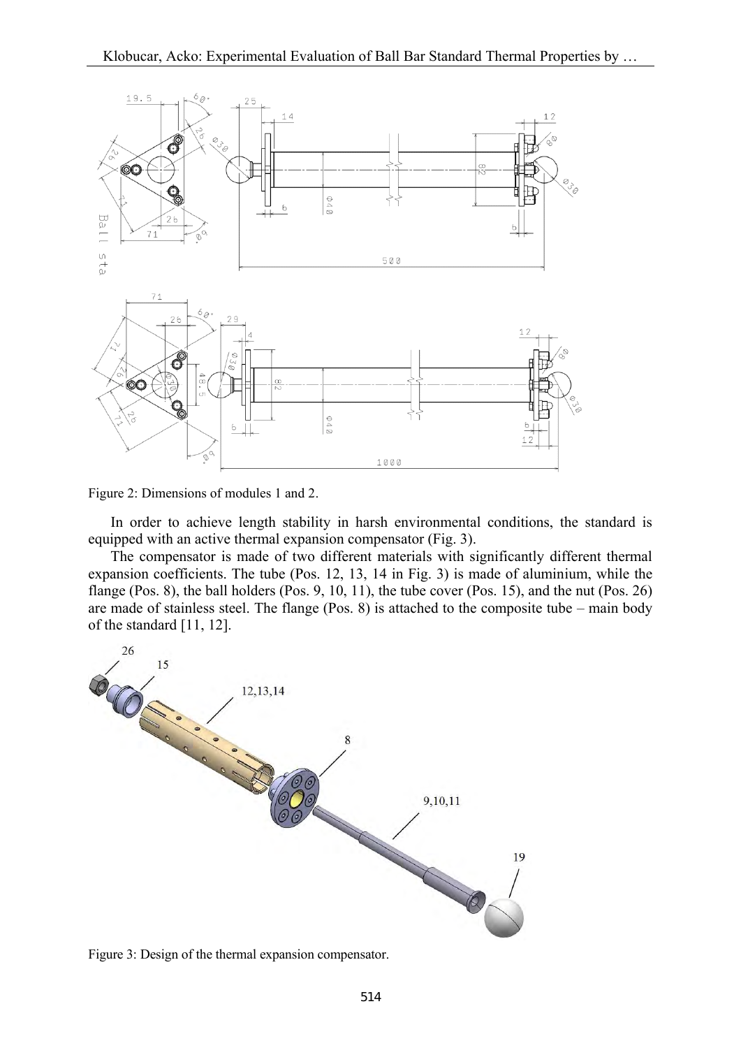Figure 2: Dimensions of modules 1 and 2.

In order to achieve length stability in harsh environmental conditions, the standard is equipped with an active thermal expansion compensator (Fig. 3).

The compensator is made of two different materials with significantly different thermal expansion coefficients. The tube (Pos. 12, 13, 14 in Fig. 3) is made of aluminium, while the flange (Pos. 8), the ball holders (Pos. 9, 10, 11), the tube cover (Pos. 15), and the nut (Pos. 26) are made of stainless steel. The flange (Pos. 8) is attached to the composite tube – main body of the standard [11, 12].

Figure 3: Design of the thermal expansion compensator.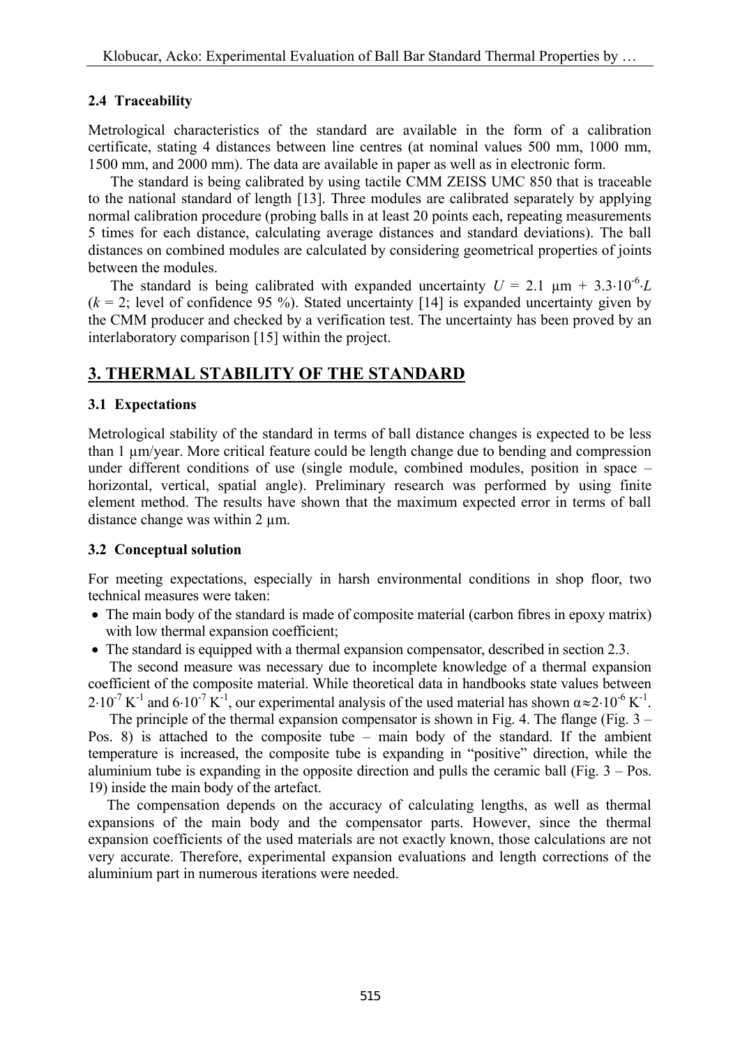### 2.4 Traceability

Metrological characteristics of the standard are available in the form of a calibration certificate, stating 4 distances between line centres (at nominal values 500 mm, 1000 mm, 1500 mm, and 2000 mm). The data are available in paper as well as in electronic form.

The standard is being calibrated by using tactile CMM ZEISS UMC 850 that is traceable to the national standard of length [13]. Three modules are calibrated separately by applying normal calibration procedure (probing balls in at least 20 points each, repeating measurements 5 times for each distance, calculating average distances and standard deviations). The ball distances on combined modules are calculated by considering geometrical properties of joints between the modules.

The standard is being calibrated with expanded uncertainty $U$ = 2.1 µm + $3.3 \cdot 10^{-6} \cdot L$ ($k$ = 2; level of confidence 95 %). Stated uncertainty [14] is expanded uncertainty given by the CMM producer and checked by a verification test. The uncertainty has been proved by an interlaboratory comparison [15] within the project.

## 3. THERMAL STABILITY OF THE STANDARD

### 3.1 Expectations

Metrological stability of the standard in terms of ball distance changes is expected to be less than 1 µm/year. More critical feature could be length change due to bending and compression under different conditions of use (single module, combined modules, position in space – horizontal, vertical, spatial angle). Preliminary research was performed by using finite element method. The results have shown that the maximum expected error in terms of ball distance change was within 2 µm.

### 3.2 Conceptual solution

For meeting expectations, especially in harsh environmental conditions in shop floor, two technical measures were taken:

- The main body of the standard is made of composite material (carbon fibres in epoxy matrix) with low thermal expansion coefficient;
- The standard is equipped with a thermal expansion compensator, described in section 2.3.

The second measure was necessary due to incomplete knowledge of a thermal expansion coefficient of the composite material. While theoretical data in handbooks state values between $2 \cdot 10^{-7}$ K$^{-1}$ and $6 \cdot 10^{-7}$ K$^{-1}$, our experimental analysis of the used material has shown $\alpha \approx 2 \cdot 10^{-6}$ K$^{-1}$.

The principle of the thermal expansion compensator is shown in Fig. 4. The flange (Fig. 3 – Pos. 8) is attached to the composite tube – main body of the standard. If the ambient temperature is increased, the composite tube is expanding in "positive" direction, while the aluminium tube is expanding in the opposite direction and pulls the ceramic ball (Fig. 3 – Pos. 19) inside the main body of the artefact.

The compensation depends on the accuracy of calculating lengths, as well as thermal expansions of the main body and the compensator parts. However, since the thermal expansion coefficients of the used materials are not exactly known, those calculations are not very accurate. Therefore, experimental expansion evaluations and length corrections of the aluminium part in numerous iterations were needed.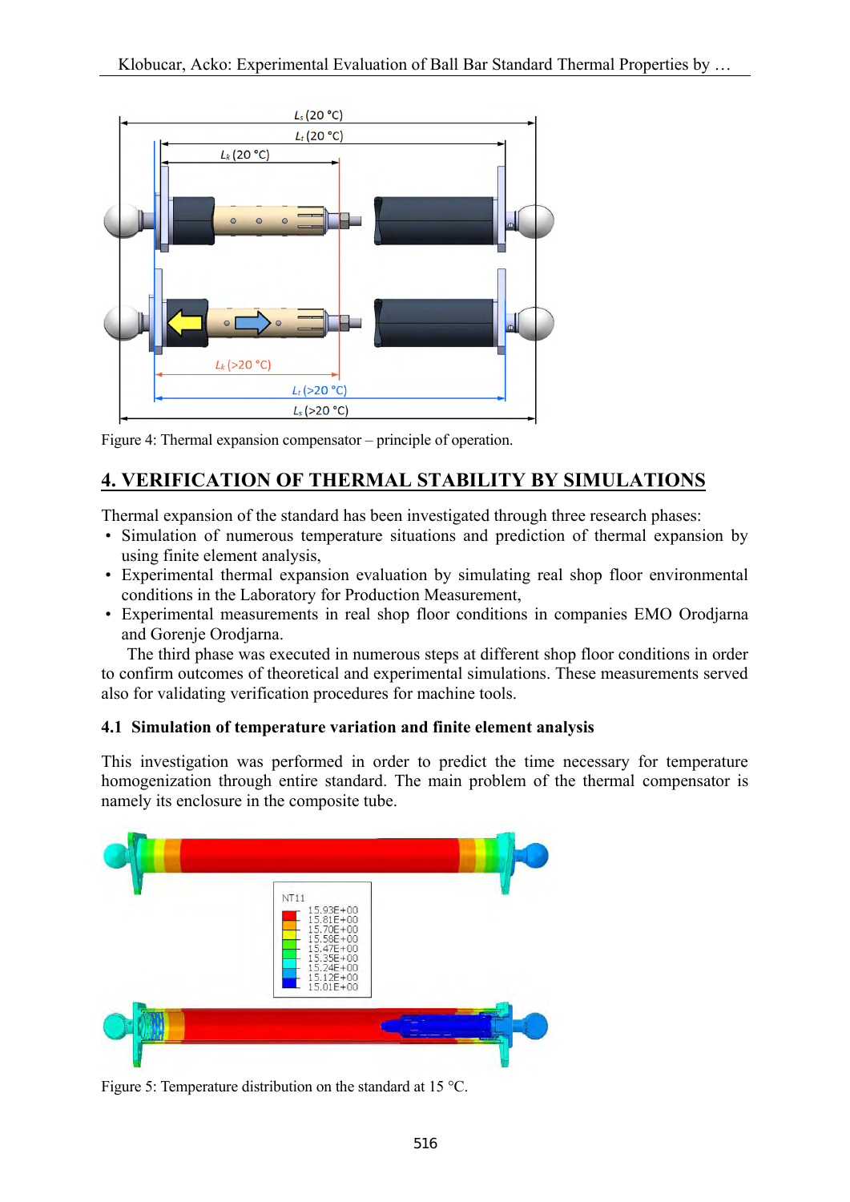Figure 4: Thermal expansion compensator – principle of operation.

## 4. VERIFICATION OF THERMAL STABILITY BY SIMULATIONS

Thermal expansion of the standard has been investigated through three research phases:

- Simulation of numerous temperature situations and prediction of thermal expansion by using finite element analysis,
- Experimental thermal expansion evaluation by simulating real shop floor environmental conditions in the Laboratory for Production Measurement,
- Experimental measurements in real shop floor conditions in companies EMO Orodjarna and Gorenje Orodjarna.

The third phase was executed in numerous steps at different shop floor conditions in order to confirm outcomes of theoretical and experimental simulations. These measurements served also for validating verification procedures for machine tools.

### 4.1 Simulation of temperature variation and finite element analysis

This investigation was performed in order to predict the time necessary for temperature homogenization through entire standard. The main problem of the thermal compensator is namely its enclosure in the composite tube.

Figure 5: Temperature distribution on the standard at 15 °C.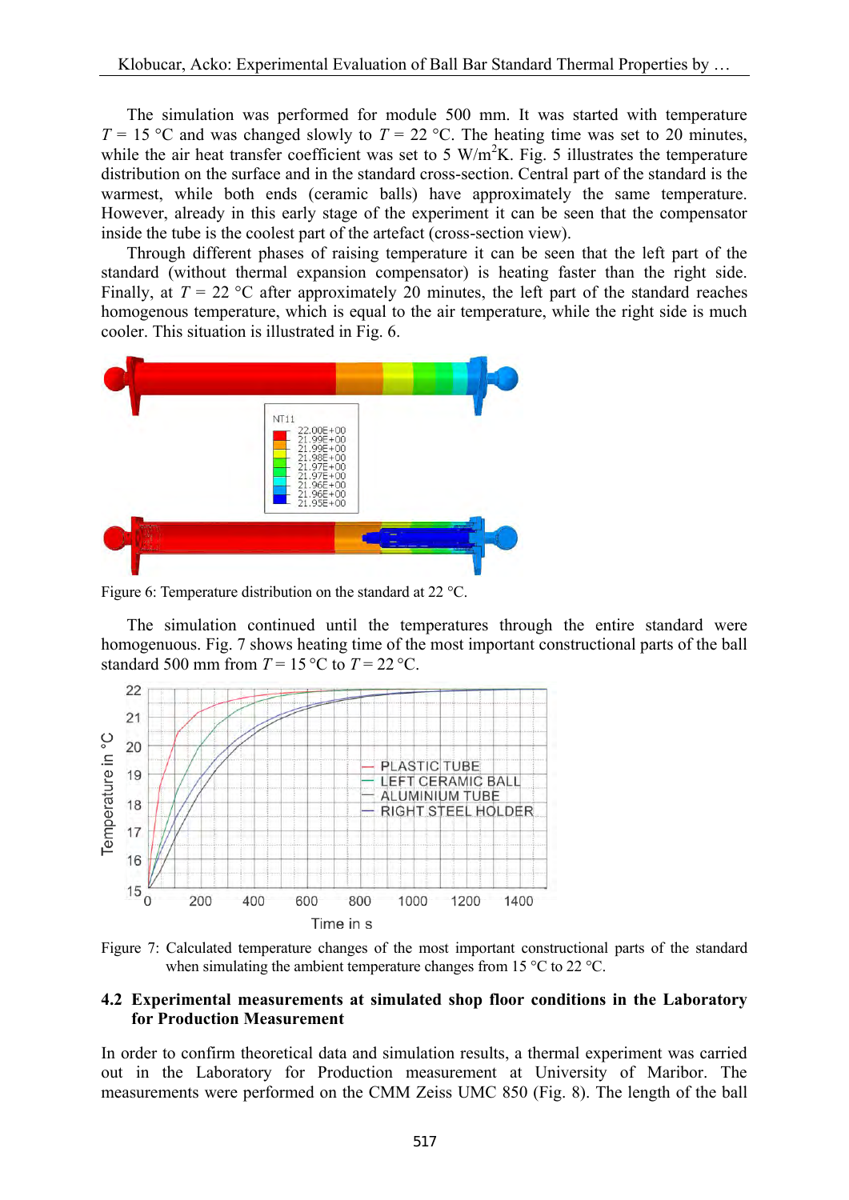The simulation was performed for module 500 mm. It was started with temperature $T$ = 15 °C and was changed slowly to $T$ = 22 °C. The heating time was set to 20 minutes, while the air heat transfer coefficient was set to 5 W/m$^2$K. Fig. 5 illustrates the temperature distribution on the surface and in the standard cross-section. Central part of the standard is the warmest, while both ends (ceramic balls) have approximately the same temperature. However, already in this early stage of the experiment it can be seen that the compensator inside the tube is the coolest part of the artefact (cross-section view).

Through different phases of raising temperature it can be seen that the left part of the standard (without thermal expansion compensator) is heating faster than the right side. Finally, at $T$ = 22 °C after approximately 20 minutes, the left part of the standard reaches homogenous temperature, which is equal to the air temperature, while the right side is much cooler. This situation is illustrated in Fig. 6.

Figure 6: Temperature distribution on the standard at 22 °C.

The simulation continued until the temperatures through the entire standard were homogenuous. Fig. 7 shows heating time of the most important constructional parts of the ball standard 500 mm from $T$ = 15 °C to $T$ = 22 °C.

Figure 7: Calculated temperature changes of the most important constructional parts of the standard when simulating the ambient temperature changes from 15 °C to 22 °C.

## 4.2 Experimental measurements at simulated shop floor conditions in the Laboratory for Production Measurement

In order to confirm theoretical data and simulation results, a thermal experiment was carried out in the Laboratory for Production measurement at University of Maribor. The measurements were performed on the CMM Zeiss UMC 850 (Fig. 8). The length of the ball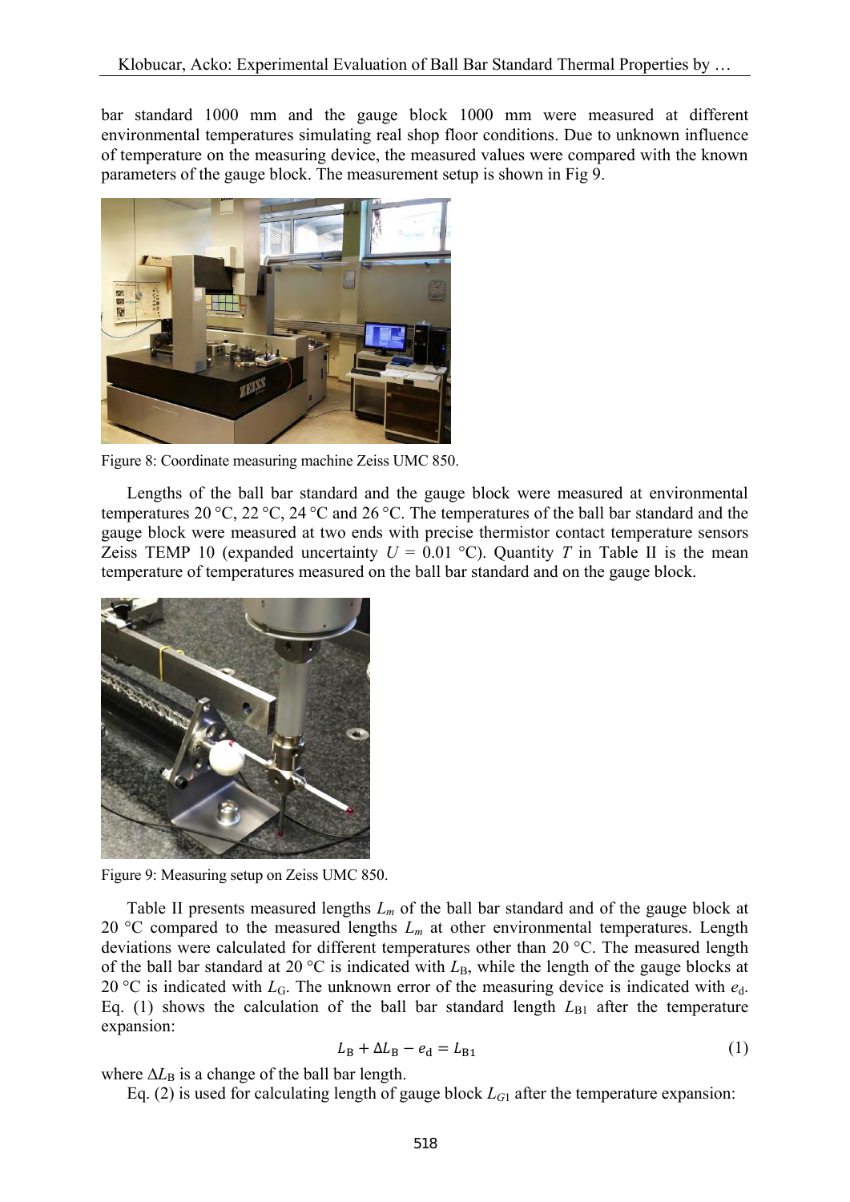bar standard 1000 mm and the gauge block 1000 mm were measured at different environmental temperatures simulating real shop floor conditions. Due to unknown influence of temperature on the measuring device, the measured values were compared with the known parameters of the gauge block. The measurement setup is shown in Fig 9.

Figure 8: Coordinate measuring machine Zeiss UMC 850.

Lengths of the ball bar standard and the gauge block were measured at environmental temperatures 20 °C, 22 °C, 24 °C and 26 °C. The temperatures of the ball bar standard and the gauge block were measured at two ends with precise thermistor contact temperature sensors Zeiss TEMP 10 (expanded uncertainty $U$ = 0.01 °C). Quantity $T$ in Table II is the mean temperature of temperatures measured on the ball bar standard and on the gauge block.

Figure 9: Measuring setup on Zeiss UMC 850.

Table II presents measured lengths $L_m$ of the ball bar standard and of the gauge block at 20 °C compared to the measured lengths $L_m$ at other environmental temperatures. Length deviations were calculated for different temperatures other than 20 °C. The measured length of the ball bar standard at 20 °C is indicated with $L_B$, while the length of the gauge blocks at 20 °C is indicated with $L_G$. The unknown error of the measuring device is indicated with $e_d$. Eq. (1) shows the calculation of the ball bar standard length $L_{B1}$ after the temperature expansion:

$$L_B + \Delta L_B - e_d = L_{B1} \tag{1}$$

where $\Delta L_B$ is a change of the ball bar length.

Eq. (2) is used for calculating length of gauge block $L_{G1}$ after the temperature expansion: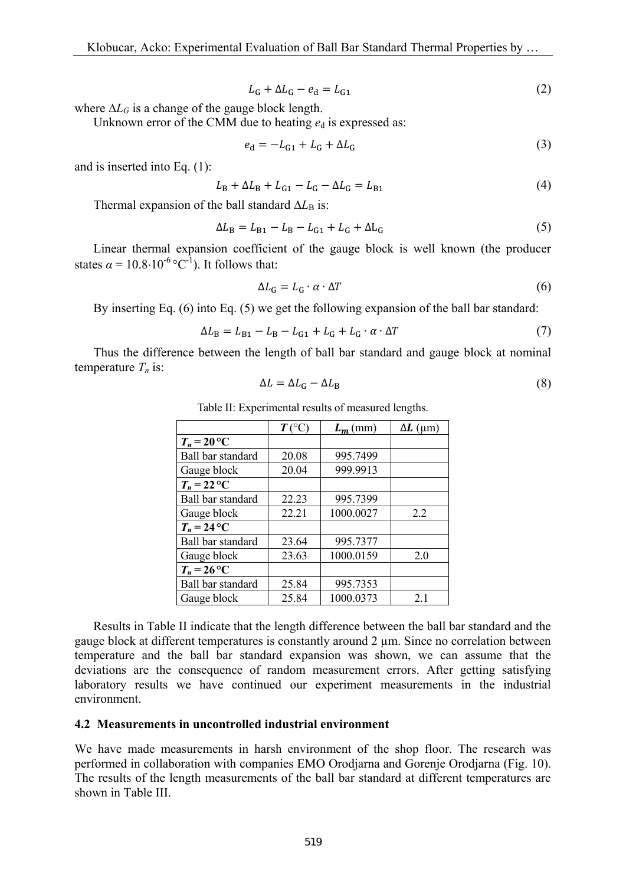$$L_G + \Delta L_G - e_d = L_{G1} \tag{2}$$

where $\Delta L_G$ is a change of the gauge block length.

Unknown error of the CMM due to heating $e_d$ is expressed as:

$$e_d = -L_{G1} + L_G + \Delta L_G \tag{3}$$

and is inserted into Eq. (1):

$$L_B + \Delta L_B + L_{G1} - L_G - \Delta L_G = L_{B1} \tag{4}$$

Thermal expansion of the ball standard $\Delta L_B$ is:

$$\Delta L_B = L_{B1} - L_B - L_{G1} + L_G + \Delta L_G \tag{5}$$

Linear thermal expansion coefficient of the gauge block is well known (the producer states $\alpha = 10.8 \cdot 10^{-6}\,°C^{-1}$). It follows that:

$$\Delta L_G = L_G \cdot \alpha \cdot \Delta T \tag{6}$$

By inserting Eq. (6) into Eq. (5) we get the following expansion of the ball bar standard:

$$\Delta L_B = L_{B1} - L_B - L_{G1} + L_G + L_G \cdot \alpha \cdot \Delta T \tag{7}$$

Thus the difference between the length of ball bar standard and gauge block at nominal temperature $T_n$ is:

$$\Delta L = \Delta L_G - \Delta L_B \tag{8}$$

Table II: Experimental results of measured lengths.

| | $T$ (°C) | $L_m$ (mm) | $\Delta L$ (μm) |
|---|---|---|---|
| **$T_n$ = 20 °C** | | | |
| Ball bar standard | 20.08 | 995.7499 | |
| Gauge block | 20.04 | 999.9913 | |
| **$T_n$ = 22 °C** | | | |
| Ball bar standard | 22.23 | 995.7399 | |
| Gauge block | 22.21 | 1000.0027 | 2.2 |
| **$T_n$ = 24 °C** | | | |
| Ball bar standard | 23.64 | 995.7377 | |
| Gauge block | 23.63 | 1000.0159 | 2.0 |
| **$T_n$ = 26 °C** | | | |
| Ball bar standard | 25.84 | 995.7353 | |
| Gauge block | 25.84 | 1000.0373 | 2.1 |

Results in Table II indicate that the length difference between the ball bar standard and the gauge block at different temperatures is constantly around 2 μm. Since no correlation between temperature and the ball bar standard expansion was shown, we can assume that the deviations are the consequence of random measurement errors. After getting satisfying laboratory results we have continued our experiment measurements in the industrial environment.

### 4.2 Measurements in uncontrolled industrial environment

We have made measurements in harsh environment of the shop floor. The research was performed in collaboration with companies EMO Orodjarna and Gorenje Orodjarna (Fig. 10). The results of the length measurements of the ball bar standard at different temperatures are shown in Table III.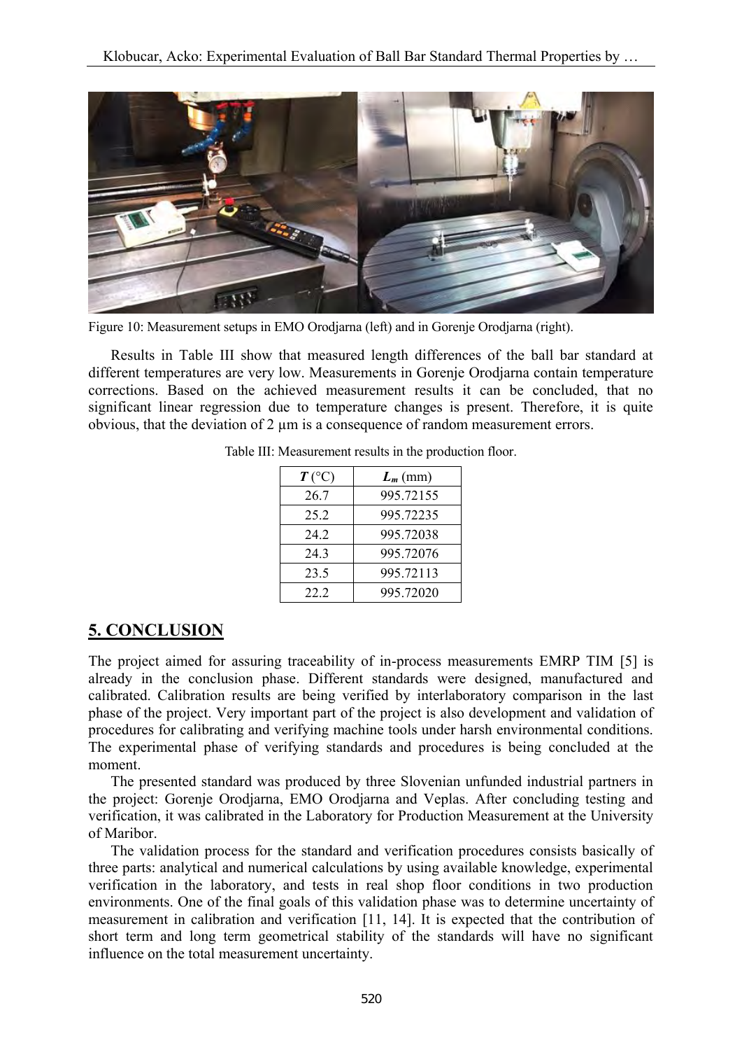Figure 10: Measurement setups in EMO Orodjarna (left) and in Gorenje Orodjarna (right).

Results in Table III show that measured length differences of the ball bar standard at different temperatures are very low. Measurements in Gorenje Orodjarna contain temperature corrections. Based on the achieved measurement results it can be concluded, that no significant linear regression due to temperature changes is present. Therefore, it is quite obvious, that the deviation of 2 μm is a consequence of random measurement errors.

Table III: Measurement results in the production floor.

| $T$ (°C) | $L_m$ (mm) |
|---|---|
| 26.7 | 995.72155 |
| 25.2 | 995.72235 |
| 24.2 | 995.72038 |
| 24.3 | 995.72076 |
| 23.5 | 995.72113 |
| 22.2 | 995.72020 |

## 5. CONCLUSION

The project aimed for assuring traceability of in-process measurements EMRP TIM [5] is already in the conclusion phase. Different standards were designed, manufactured and calibrated. Calibration results are being verified by interlaboratory comparison in the last phase of the project. Very important part of the project is also development and validation of procedures for calibrating and verifying machine tools under harsh environmental conditions. The experimental phase of verifying standards and procedures is being concluded at the moment.

The presented standard was produced by three Slovenian unfunded industrial partners in the project: Gorenje Orodjarna, EMO Orodjarna and Veplas. After concluding testing and verification, it was calibrated in the Laboratory for Production Measurement at the University of Maribor.

The validation process for the standard and verification procedures consists basically of three parts: analytical and numerical calculations by using available knowledge, experimental verification in the laboratory, and tests in real shop floor conditions in two production environments. One of the final goals of this validation phase was to determine uncertainty of measurement in calibration and verification [11, 14]. It is expected that the contribution of short term and long term geometrical stability of the standards will have no significant influence on the total measurement uncertainty.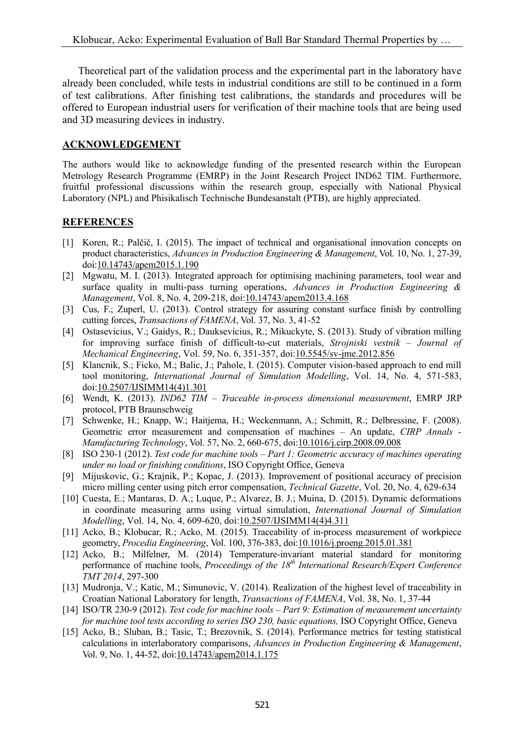Theoretical part of the validation process and the experimental part in the laboratory have already been concluded, while tests in industrial conditions are still to be continued in a form of test calibrations. After finishing test calibrations, the standards and procedures will be offered to European industrial users for verification of their machine tools that are being used and 3D measuring devices in industry.

## ACKNOWLEDGEMENT

The authors would like to acknowledge funding of the presented research within the European Metrology Research Programme (EMRP) in the Joint Research Project IND62 TIM. Furthermore, fruitful professional discussions within the research group, especially with National Physical Laboratory (NPL) and Phisikalisch Technische Bundesanstalt (PTB), are highly appreciated.

## REFERENCES

[1] Koren, R.; Palčič, I. (2015). The impact of technical and organisational innovation concepts on product characteristics, *Advances in Production Engineering & Management*, Vol. 10, No. 1, 27-39, doi:10.14743/apem2015.1.190

[2] Mgwatu, M. I. (2013). Integrated approach for optimising machining parameters, tool wear and surface quality in multi-pass turning operations, *Advances in Production Engineering & Management*, Vol. 8, No. 4, 209-218, doi:10.14743/apem2013.4.168

[3] Cus, F.; Zuperl, U. (2013). Control strategy for assuring constant surface finish by controlling cutting forces, *Transactions of FAMENA*, Vol. 37, No. 3, 41-52

[4] Ostasevicius, V.; Gaidys, R.; Dauksevicius, R.; Mikuckyte, S. (2013). Study of vibration milling for improving surface finish of difficult-to-cut materials, *Strojniski vestnik – Journal of Mechanical Engineering*, Vol. 59, No. 6, 351-357, doi:10.5545/sv-jme.2012.856

[5] Klancnik, S.; Ficko, M.; Balic, J.; Pahole, I. (2015). Computer vision-based approach to end mill tool monitoring, *International Journal of Simulation Modelling*, Vol. 14, No. 4, 571-583, doi:10.2507/IJSIMM14(4)1.301

[6] Wendt, K. (2013). *IND62 TIM – Traceable in-process dimensional measurement*, EMRP JRP protocol, PTB Braunschweig

[7] Schwenke, H.; Knapp, W.; Haitjema, H.; Weckenmann, A.; Schmitt, R.; Delbressine, F. (2008). Geometric error measurement and compensation of machines – An update, *CIRP Annals - Manufacturing Technology*, Vol. 57, No. 2, 660-675, doi:10.1016/j.cirp.2008.09.008

[8] ISO 230-1 (2012). *Test code for machine tools – Part 1: Geometric accuracy of machines operating under no load or finishing conditions*, ISO Copyright Office, Geneva

[9] Mijuskovic, G.; Krajnik, P.; Kopac, J. (2013). Improvement of positional accuracy of precision micro milling center using pitch error compensation, *Technical Gazette*, Vol. 20, No. 4, 629-634

[10] Cuesta, E.; Mantaras, D. A.; Luque, P.; Alvarez, B. J.; Muina, D. (2015). Dynamic deformations in coordinate measuring arms using virtual simulation, *International Journal of Simulation Modelling*, Vol. 14, No. 4, 609-620, doi:10.2507/IJSIMM14(4)4.311

[11] Acko, B.; Klobucar, R.; Acko, M. (2015). Traceability of in-process measurement of workpiece geometry, *Procedia Engineering*, Vol. 100, 376-383, doi:10.1016/j.proeng.2015.01.381

[12] Acko, B.; Milfelner, M. (2014) Temperature-invariant material standard for monitoring performance of machine tools, *Proceedings of the 18th International Research/Expert Conference TMT 2014*, 297-300

[13] Mudronja, V.; Katic, M.; Simunovic, V. (2014). Realization of the highest level of traceability in Croatian National Laboratory for length, *Transactions of FAMENA*, Vol. 38, No. 1, 37-44

[14] ISO/TR 230-9 (2012). *Test code for machine tools – Part 9: Estimation of measurement uncertainty for machine tool tests according to series ISO 230, basic equations,* ISO Copyright Office, Geneva

[15] Acko, B.; Sluban, B.; Tasic, T.; Brezovnik, S. (2014). Performance metrics for testing statistical calculations in interlaboratory comparisons, *Advances in Production Engineering & Management*, Vol. 9, No. 1, 44-52, doi:10.14743/apem2014.1.175